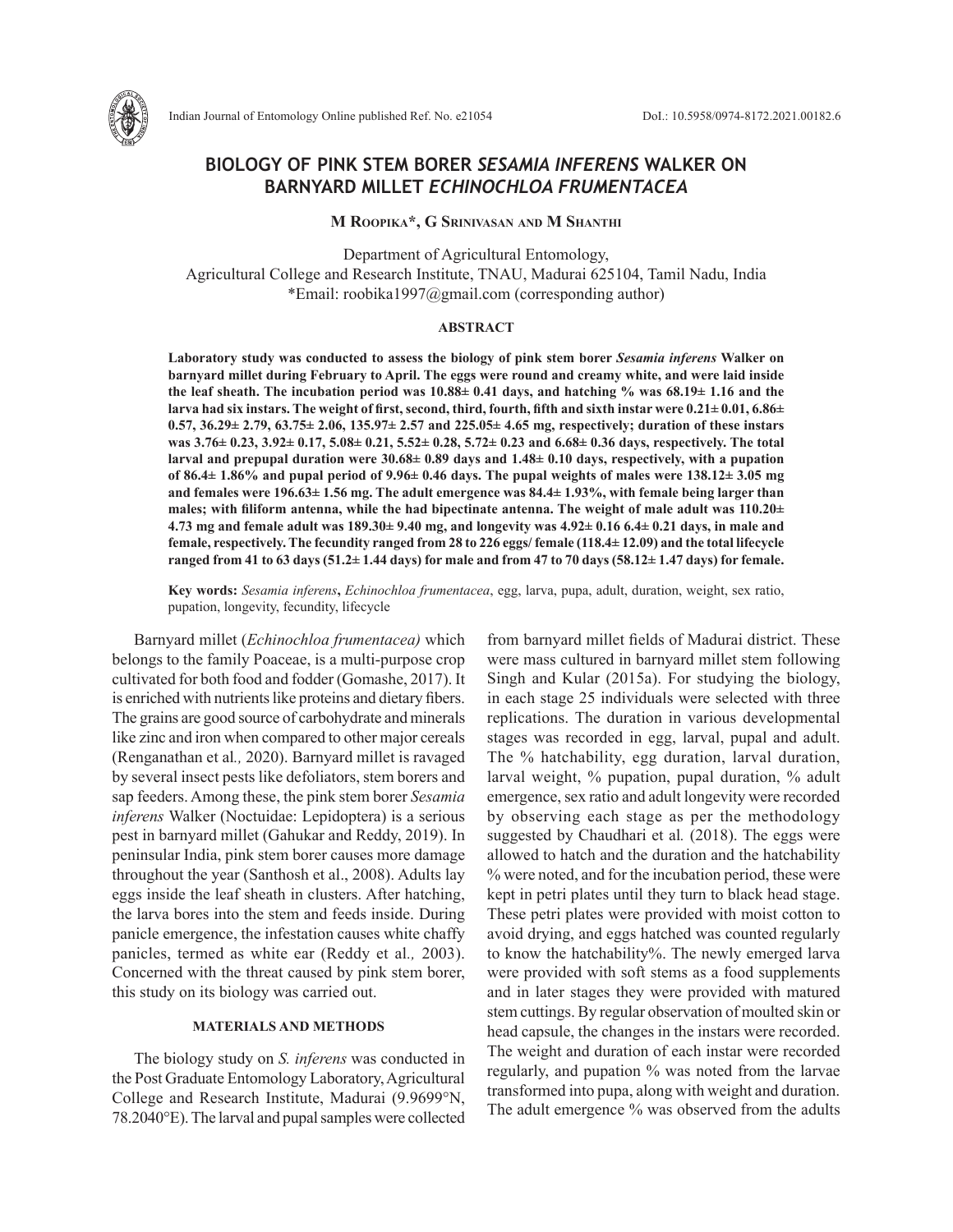# BIOLOGY OF PINK STEM BORER *SESAMIA INFERENS* WALKER ON BARNYARD MILLET *ECHINOCHLOA FRUMENTACEA*

**M Roopika\*, G Srinivasan and M Shanthi**

Department of Agricultural Entomology,
Agricultural College and Research Institute, TNAU, Madurai 625104, Tamil Nadu, India
\*Email: roobika1997@gmail.com (corresponding author)

## ABSTRACT

**Laboratory study was conducted to assess the biology of pink stem borer *Sesamia inferens* Walker on barnyard millet during February to April. The eggs were round and creamy white, and were laid inside the leaf sheath. The incubation period was 10.88± 0.41 days, and hatching % was 68.19± 1.16 and the larva had six instars. The weight of first, second, third, fourth, fifth and sixth instar were 0.21± 0.01, 6.86± 0.57, 36.29± 2.79, 63.75± 2.06, 135.97± 2.57 and 225.05± 4.65 mg, respectively; duration of these instars was 3.76± 0.23, 3.92± 0.17, 5.08± 0.21, 5.52± 0.28, 5.72± 0.23 and 6.68± 0.36 days, respectively. The total larval and prepupal duration were 30.68± 0.89 days and 1.48± 0.10 days, respectively, with a pupation of 86.4± 1.86% and pupal period of 9.96± 0.46 days. The pupal weights of males were 138.12± 3.05 mg and females were 196.63± 1.56 mg. The adult emergence was 84.4± 1.93%, with female being larger than males; with filiform antenna, while the had bipectinate antenna. The weight of male adult was 110.20± 4.73 mg and female adult was 189.30± 9.40 mg, and longevity was 4.92± 0.16 6.4± 0.21 days, in male and female, respectively. The fecundity ranged from 28 to 226 eggs/ female (118.4± 12.09) and the total lifecycle ranged from 41 to 63 days (51.2± 1.44 days) for male and from 47 to 70 days (58.12± 1.47 days) for female.**

**Key words:** *Sesamia inferens*, *Echinochloa frumentacea*, egg, larva, pupa, adult, duration, weight, sex ratio, pupation, longevity, fecundity, lifecycle

Barnyard millet (*Echinochloa frumentacea)* which belongs to the family Poaceae, is a multi-purpose crop cultivated for both food and fodder (Gomashe, 2017). It is enriched with nutrients like proteins and dietary fibers. The grains are good source of carbohydrate and minerals like zinc and iron when compared to other major cereals (Renganathan et al*.,* 2020). Barnyard millet is ravaged by several insect pests like defoliators, stem borers and sap feeders. Among these, the pink stem borer *Sesamia inferens* Walker (Noctuidae: Lepidoptera) is a serious pest in barnyard millet (Gahukar and Reddy, 2019). In peninsular India, pink stem borer causes more damage throughout the year (Santhosh et al., 2008). Adults lay eggs inside the leaf sheath in clusters. After hatching, the larva bores into the stem and feeds inside. During panicle emergence, the infestation causes white chaffy panicles, termed as white ear (Reddy et al*.,* 2003). Concerned with the threat caused by pink stem borer, this study on its biology was carried out.

## MATERIALS AND METHODS

The biology study on *S. inferens* was conducted in the Post Graduate Entomology Laboratory, Agricultural College and Research Institute, Madurai (9.9699°N, 78.2040°E). The larval and pupal samples were collected from barnyard millet fields of Madurai district. These were mass cultured in barnyard millet stem following Singh and Kular (2015a). For studying the biology, in each stage 25 individuals were selected with three replications. The duration in various developmental stages was recorded in egg, larval, pupal and adult. The % hatchability, egg duration, larval duration, larval weight, % pupation, pupal duration, % adult emergence, sex ratio and adult longevity were recorded by observing each stage as per the methodology suggested by Chaudhari et al*.* (2018). The eggs were allowed to hatch and the duration and the hatchability % were noted, and for the incubation period, these were kept in petri plates until they turn to black head stage. These petri plates were provided with moist cotton to avoid drying, and eggs hatched was counted regularly to know the hatchability%. The newly emerged larva were provided with soft stems as a food supplements and in later stages they were provided with matured stem cuttings. By regular observation of moulted skin or head capsule, the changes in the instars were recorded. The weight and duration of each instar were recorded regularly, and pupation % was noted from the larvae transformed into pupa, along with weight and duration. The adult emergence % was observed from the adults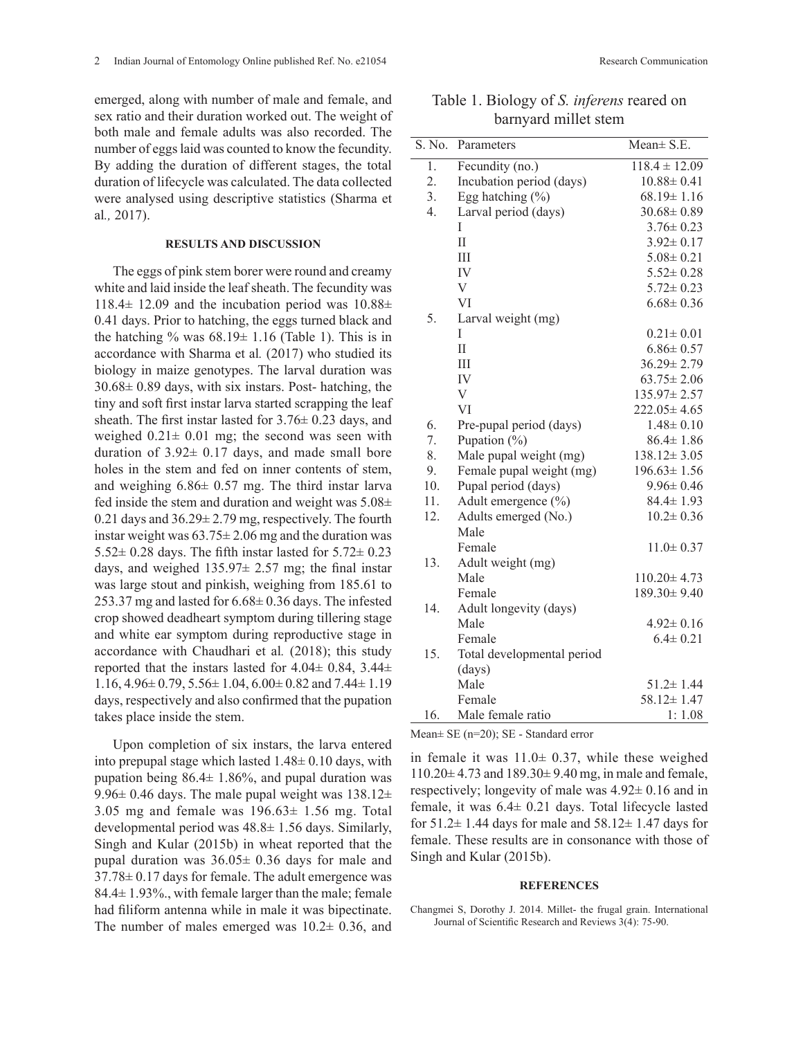emerged, along with number of male and female, and sex ratio and their duration worked out. The weight of both male and female adults was also recorded. The number of eggs laid was counted to know the fecundity. By adding the duration of different stages, the total duration of lifecycle was calculated. The data collected were analysed using descriptive statistics (Sharma et al*.,* 2017).

## RESULTS AND DISCUSSION

The eggs of pink stem borer were round and creamy white and laid inside the leaf sheath. The fecundity was 118.4± 12.09 and the incubation period was 10.88± 0.41 days. Prior to hatching, the eggs turned black and the hatching % was 68.19± 1.16 (Table 1). This is in accordance with Sharma et al*.* (2017) who studied its biology in maize genotypes. The larval duration was 30.68± 0.89 days, with six instars. Post- hatching, the tiny and soft first instar larva started scrapping the leaf sheath. The first instar lasted for 3.76± 0.23 days, and weighed 0.21± 0.01 mg; the second was seen with duration of 3.92± 0.17 days, and made small bore holes in the stem and fed on inner contents of stem, and weighing 6.86± 0.57 mg. The third instar larva fed inside the stem and duration and weight was 5.08± 0.21 days and 36.29± 2.79 mg, respectively. The fourth instar weight was 63.75± 2.06 mg and the duration was 5.52± 0.28 days. The fifth instar lasted for 5.72± 0.23 days, and weighed 135.97± 2.57 mg; the final instar was large stout and pinkish, weighing from 185.61 to 253.37 mg and lasted for 6.68± 0.36 days. The infested crop showed deadheart symptom during tillering stage and white ear symptom during reproductive stage in accordance with Chaudhari et al*.* (2018); this study reported that the instars lasted for 4.04± 0.84, 3.44± 1.16, 4.96± 0.79, 5.56± 1.04, 6.00± 0.82 and 7.44± 1.19 days, respectively and also confirmed that the pupation takes place inside the stem.

Upon completion of six instars, the larva entered into prepupal stage which lasted 1.48± 0.10 days, with pupation being 86.4± 1.86%, and pupal duration was 9.96± 0.46 days. The male pupal weight was 138.12± 3.05 mg and female was 196.63± 1.56 mg. Total developmental period was 48.8± 1.56 days. Similarly, Singh and Kular (2015b) in wheat reported that the pupal duration was 36.05± 0.36 days for male and 37.78± 0.17 days for female. The adult emergence was 84.4± 1.93%., with female larger than the male; female had filiform antenna while in male it was bipectinate. The number of males emerged was 10.2± 0.36, and in female it was 11.0± 0.37, while these weighed 110.20± 4.73 and 189.30± 9.40 mg, in male and female, respectively; longevity of male was 4.92± 0.16 and in female, it was 6.4± 0.21 days. Total lifecycle lasted for 51.2± 1.44 days for male and 58.12± 1.47 days for female. These results are in consonance with those of Singh and Kular (2015b).

Table 1. Biology of *S. inferens* reared on barnyard millet stem

| S. No. | Parameters | Mean± S.E. |
|---|---|---|
| 1. | Fecundity (no.) | 118.4 ± 12.09 |
| 2. | Incubation period (days) | 10.88± 0.41 |
| 3. | Egg hatching (%) | 68.19± 1.16 |
| 4. | Larval period (days) | 30.68± 0.89 |
| | I | 3.76± 0.23 |
| | II | 3.92± 0.17 |
| | III | 5.08± 0.21 |
| | IV | 5.52± 0.28 |
| | V | 5.72± 0.23 |
| | VI | 6.68± 0.36 |
| 5. | Larval weight (mg) | |
| | I | 0.21± 0.01 |
| | II | 6.86± 0.57 |
| | III | 36.29± 2.79 |
| | IV | 63.75± 2.06 |
| | V | 135.97± 2.57 |
| | VI | 222.05± 4.65 |
| 6. | Pre-pupal period (days) | 1.48± 0.10 |
| 7. | Pupation (%) | 86.4± 1.86 |
| 8. | Male pupal weight (mg) | 138.12± 3.05 |
| 9. | Female pupal weight (mg) | 196.63± 1.56 |
| 10. | Pupal period (days) | 9.96± 0.46 |
| 11. | Adult emergence (%) | 84.4± 1.93 |
| 12. | Adults emerged (No.) | 10.2± 0.36 |
| | Male | |
| | Female | 11.0± 0.37 |
| 13. | Adult weight (mg) | |
| | Male | 110.20± 4.73 |
| | Female | 189.30± 9.40 |
| 14. | Adult longevity (days) | |
| | Male | 4.92± 0.16 |
| | Female | 6.4± 0.21 |
| 15. | Total developmental period (days) | |
| | Male | 51.2± 1.44 |
| | Female | 58.12± 1.47 |
| 16. | Male female ratio | 1: 1.08 |

Mean± SE (n=20); SE - Standard error

## REFERENCES

Changmei S, Dorothy J. 2014. Millet- the frugal grain. International Journal of Scientific Research and Reviews 3(4): 75-90.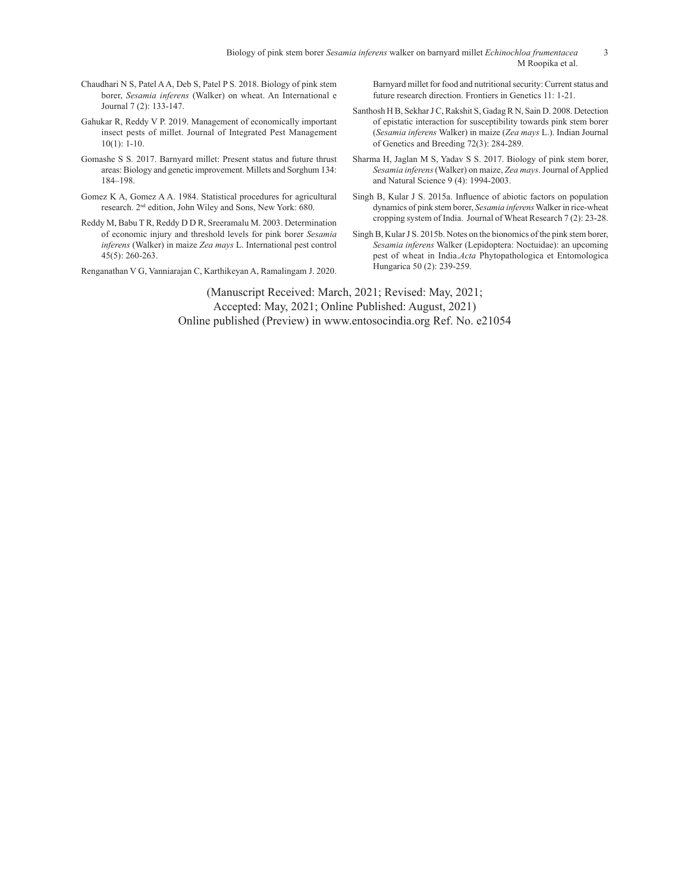Chaudhari N S, Patel A A, Deb S, Patel P S. 2018. Biology of pink stem borer, *Sesamia inferens* (Walker) on wheat. An International e Journal 7 (2): 133-147.

Gahukar R, Reddy V P. 2019. Management of economically important insect pests of millet. Journal of Integrated Pest Management 10(1): 1-10.

Gomashe S S. 2017. Barnyard millet: Present status and future thrust areas: Biology and genetic improvement. Millets and Sorghum 134: 184–198.

Gomez K A, Gomez A A. 1984. Statistical procedures for agricultural research. 2nd edition, John Wiley and Sons, New York: 680.

Reddy M, Babu T R, Reddy D D R, Sreeramalu M. 2003. Determination of economic injury and threshold levels for pink borer *Sesamia inferens* (Walker) in maize *Zea mays* L. International pest control 45(5): 260-263.

Renganathan V G, Vanniarajan C, Karthikeyan A, Ramalingam J. 2020. Barnyard millet for food and nutritional security: Current status and future research direction. Frontiers in Genetics 11: 1-21.

Santhosh H B, Sekhar J C, Rakshit S, Gadag R N, Sain D. 2008. Detection of epistatic interaction for susceptibility towards pink stem borer (*Sesamia inferens* Walker) in maize (*Zea mays* L.). Indian Journal of Genetics and Breeding 72(3): 284-289.

Sharma H, Jaglan M S, Yadav S S. 2017. Biology of pink stem borer, *Sesamia inferens* (Walker) on maize, *Zea mays*. Journal of Applied and Natural Science 9 (4): 1994-2003.

Singh B, Kular J S. 2015a. Influence of abiotic factors on population dynamics of pink stem borer, *Sesamia inferens* Walker in rice-wheat cropping system of India. Journal of Wheat Research 7 (2): 23-28.

Singh B, Kular J S. 2015b. Notes on the bionomics of the pink stem borer, *Sesamia inferens* Walker (Lepidoptera: Noctuidae): an upcoming pest of wheat in India.*Acta* Phytopathologica et Entomologica Hungarica 50 (2): 239-259.

(Manuscript Received: March, 2021; Revised: May, 2021;
Accepted: May, 2021; Online Published: August, 2021)
Online published (Preview) in www.entosocindia.org Ref. No. e21054